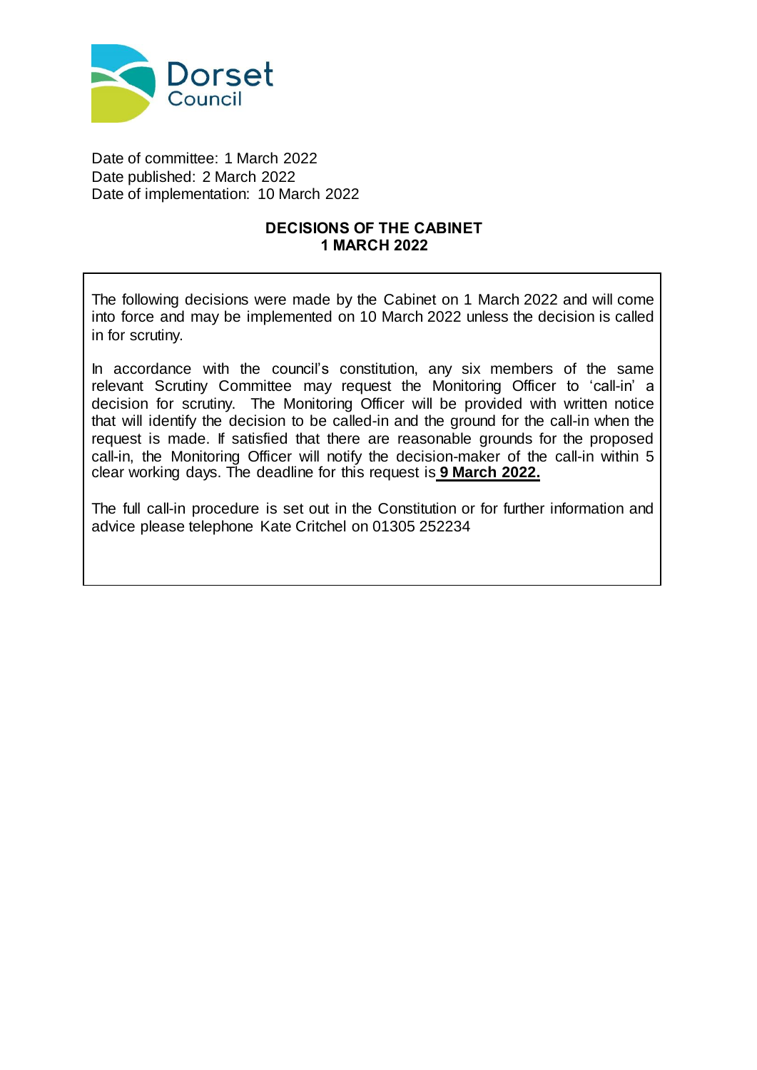Date of committee: 1 March 2022
Date published: 2 March 2022
Date of implementation: 10 March 2022

**DECISIONS OF THE CABINET**
**1 MARCH 2022**

The following decisions were made by the Cabinet on 1 March 2022 and will come into force and may be implemented on 10 March 2022 unless the decision is called in for scrutiny.

In accordance with the council's constitution, any six members of the same relevant Scrutiny Committee may request the Monitoring Officer to 'call-in' a decision for scrutiny. The Monitoring Officer will be provided with written notice that will identify the decision to be called-in and the ground for the call-in when the request is made. If satisfied that there are reasonable grounds for the proposed call-in, the Monitoring Officer will notify the decision-maker of the call-in within 5 clear working days. The deadline for this request is **9 March 2022.**

The full call-in procedure is set out in the Constitution or for further information and advice please telephone Kate Critchel on 01305 252234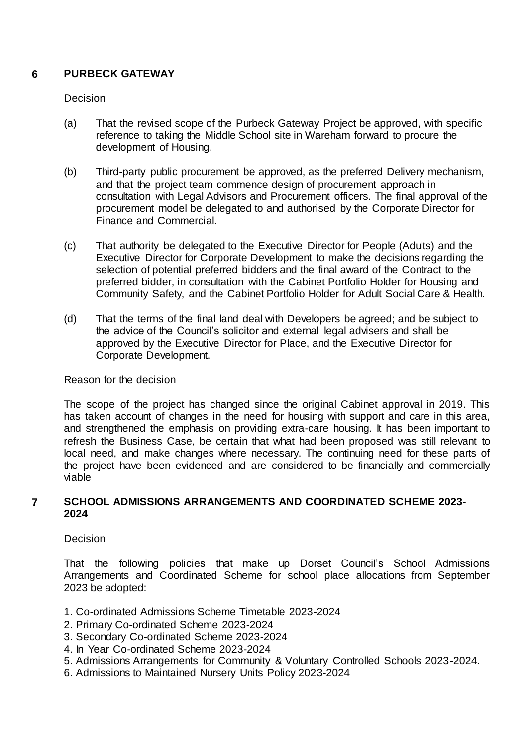## 6 PURBECK GATEWAY

Decision

(a) That the revised scope of the Purbeck Gateway Project be approved, with specific reference to taking the Middle School site in Wareham forward to procure the development of Housing.

(b) Third-party public procurement be approved, as the preferred Delivery mechanism, and that the project team commence design of procurement approach in consultation with Legal Advisors and Procurement officers. The final approval of the procurement model be delegated to and authorised by the Corporate Director for Finance and Commercial.

(c) That authority be delegated to the Executive Director for People (Adults) and the Executive Director for Corporate Development to make the decisions regarding the selection of potential preferred bidders and the final award of the Contract to the preferred bidder, in consultation with the Cabinet Portfolio Holder for Housing and Community Safety, and the Cabinet Portfolio Holder for Adult Social Care & Health.

(d) That the terms of the final land deal with Developers be agreed; and be subject to the advice of the Council's solicitor and external legal advisers and shall be approved by the Executive Director for Place, and the Executive Director for Corporate Development.

Reason for the decision

The scope of the project has changed since the original Cabinet approval in 2019. This has taken account of changes in the need for housing with support and care in this area, and strengthened the emphasis on providing extra-care housing. It has been important to refresh the Business Case, be certain that what had been proposed was still relevant to local need, and make changes where necessary. The continuing need for these parts of the project have been evidenced and are considered to be financially and commercially viable

## 7 SCHOOL ADMISSIONS ARRANGEMENTS AND COORDINATED SCHEME 2023-2024

Decision

That the following policies that make up Dorset Council's School Admissions Arrangements and Coordinated Scheme for school place allocations from September 2023 be adopted:

1. Co-ordinated Admissions Scheme Timetable 2023-2024
2. Primary Co-ordinated Scheme 2023-2024
3. Secondary Co-ordinated Scheme 2023-2024
4. In Year Co-ordinated Scheme 2023-2024
5. Admissions Arrangements for Community & Voluntary Controlled Schools 2023-2024.
6. Admissions to Maintained Nursery Units Policy 2023-2024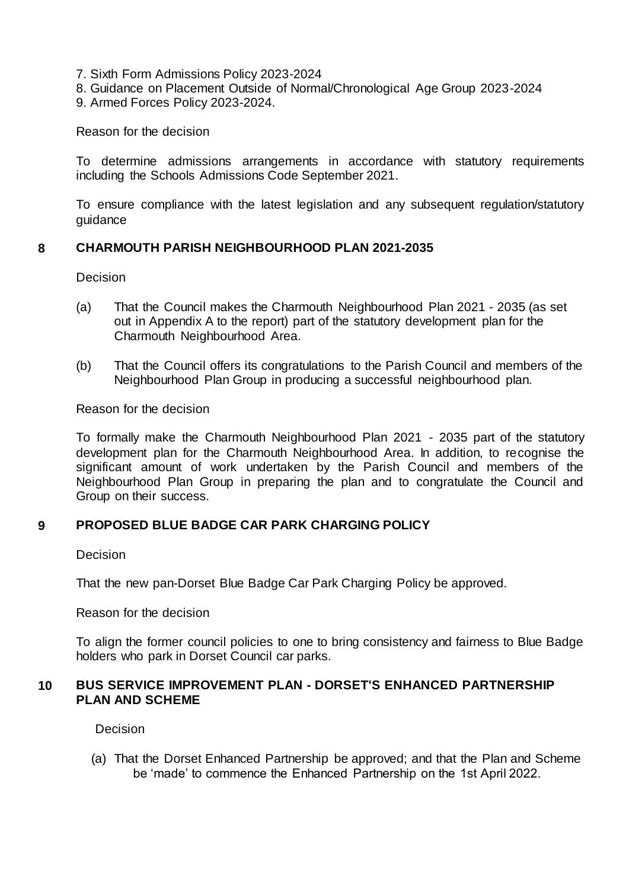7. Sixth Form Admissions Policy 2023-2024
8. Guidance on Placement Outside of Normal/Chronological Age Group 2023-2024
9. Armed Forces Policy 2023-2024.

Reason for the decision

To determine admissions arrangements in accordance with statutory requirements including the Schools Admissions Code September 2021.

To ensure compliance with the latest legislation and any subsequent regulation/statutory guidance

## 8 CHARMOUTH PARISH NEIGHBOURHOOD PLAN 2021-2035

Decision

(a) That the Council makes the Charmouth Neighbourhood Plan 2021 - 2035 (as set out in Appendix A to the report) part of the statutory development plan for the Charmouth Neighbourhood Area.

(b) That the Council offers its congratulations to the Parish Council and members of the Neighbourhood Plan Group in producing a successful neighbourhood plan.

Reason for the decision

To formally make the Charmouth Neighbourhood Plan 2021 - 2035 part of the statutory development plan for the Charmouth Neighbourhood Area. In addition, to recognise the significant amount of work undertaken by the Parish Council and members of the Neighbourhood Plan Group in preparing the plan and to congratulate the Council and Group on their success.

## 9 PROPOSED BLUE BADGE CAR PARK CHARGING POLICY

Decision

That the new pan-Dorset Blue Badge Car Park Charging Policy be approved.

Reason for the decision

To align the former council policies to one to bring consistency and fairness to Blue Badge holders who park in Dorset Council car parks.

## 10 BUS SERVICE IMPROVEMENT PLAN - DORSET'S ENHANCED PARTNERSHIP PLAN AND SCHEME

Decision

(a) That the Dorset Enhanced Partnership be approved; and that the Plan and Scheme be 'made' to commence the Enhanced Partnership on the 1st April 2022.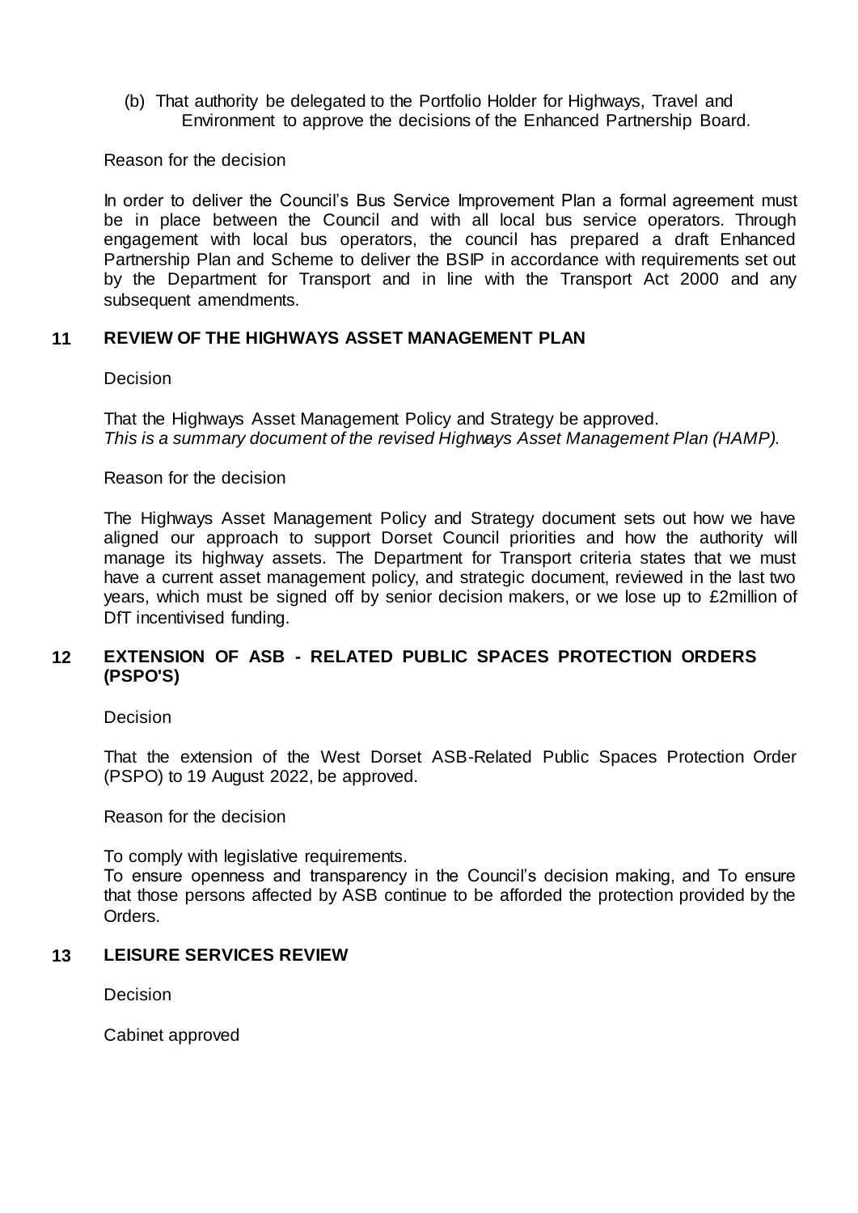(b) That authority be delegated to the Portfolio Holder for Highways, Travel and Environment to approve the decisions of the Enhanced Partnership Board.

Reason for the decision

In order to deliver the Council's Bus Service Improvement Plan a formal agreement must be in place between the Council and with all local bus service operators. Through engagement with local bus operators, the council has prepared a draft Enhanced Partnership Plan and Scheme to deliver the BSIP in accordance with requirements set out by the Department for Transport and in line with the Transport Act 2000 and any subsequent amendments.

## 11 REVIEW OF THE HIGHWAYS ASSET MANAGEMENT PLAN

Decision

That the Highways Asset Management Policy and Strategy be approved.
*This is a summary document of the revised Highways Asset Management Plan (HAMP).*

Reason for the decision

The Highways Asset Management Policy and Strategy document sets out how we have aligned our approach to support Dorset Council priorities and how the authority will manage its highway assets. The Department for Transport criteria states that we must have a current asset management policy, and strategic document, reviewed in the last two years, which must be signed off by senior decision makers, or we lose up to £2million of DfT incentivised funding.

## 12 EXTENSION OF ASB - RELATED PUBLIC SPACES PROTECTION ORDERS (PSPO'S)

Decision

That the extension of the West Dorset ASB-Related Public Spaces Protection Order (PSPO) to 19 August 2022, be approved.

Reason for the decision

To comply with legislative requirements.
To ensure openness and transparency in the Council's decision making, and To ensure that those persons affected by ASB continue to be afforded the protection provided by the Orders.

## 13 LEISURE SERVICES REVIEW

Decision

Cabinet approved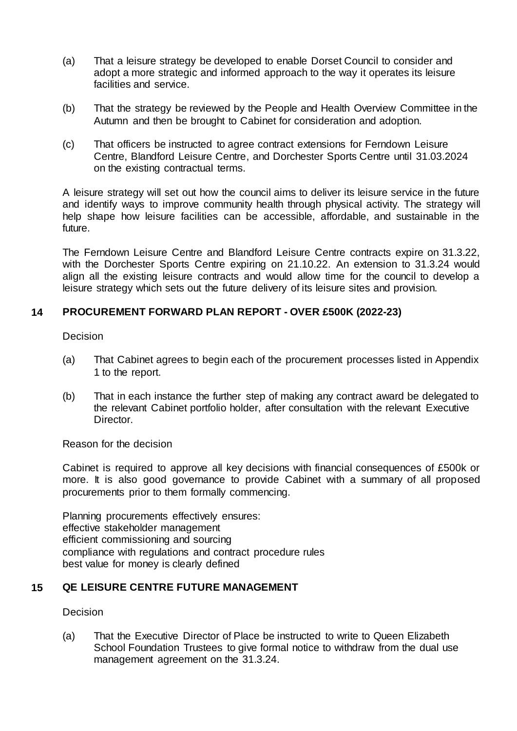(a) That a leisure strategy be developed to enable Dorset Council to consider and adopt a more strategic and informed approach to the way it operates its leisure facilities and service.

(b) That the strategy be reviewed by the People and Health Overview Committee in the Autumn and then be brought to Cabinet for consideration and adoption.

(c) That officers be instructed to agree contract extensions for Ferndown Leisure Centre, Blandford Leisure Centre, and Dorchester Sports Centre until 31.03.2024 on the existing contractual terms.

A leisure strategy will set out how the council aims to deliver its leisure service in the future and identify ways to improve community health through physical activity. The strategy will help shape how leisure facilities can be accessible, affordable, and sustainable in the future.

The Ferndown Leisure Centre and Blandford Leisure Centre contracts expire on 31.3.22, with the Dorchester Sports Centre expiring on 21.10.22. An extension to 31.3.24 would align all the existing leisure contracts and would allow time for the council to develop a leisure strategy which sets out the future delivery of its leisure sites and provision.

## 14 PROCUREMENT FORWARD PLAN REPORT - OVER £500K (2022-23)

Decision

(a) That Cabinet agrees to begin each of the procurement processes listed in Appendix 1 to the report.

(b) That in each instance the further step of making any contract award be delegated to the relevant Cabinet portfolio holder, after consultation with the relevant Executive Director.

Reason for the decision

Cabinet is required to approve all key decisions with financial consequences of £500k or more. It is also good governance to provide Cabinet with a summary of all proposed procurements prior to them formally commencing.

Planning procurements effectively ensures:
effective stakeholder management
efficient commissioning and sourcing
compliance with regulations and contract procedure rules
best value for money is clearly defined

## 15 QE LEISURE CENTRE FUTURE MANAGEMENT

Decision

(a) That the Executive Director of Place be instructed to write to Queen Elizabeth School Foundation Trustees to give formal notice to withdraw from the dual use management agreement on the 31.3.24.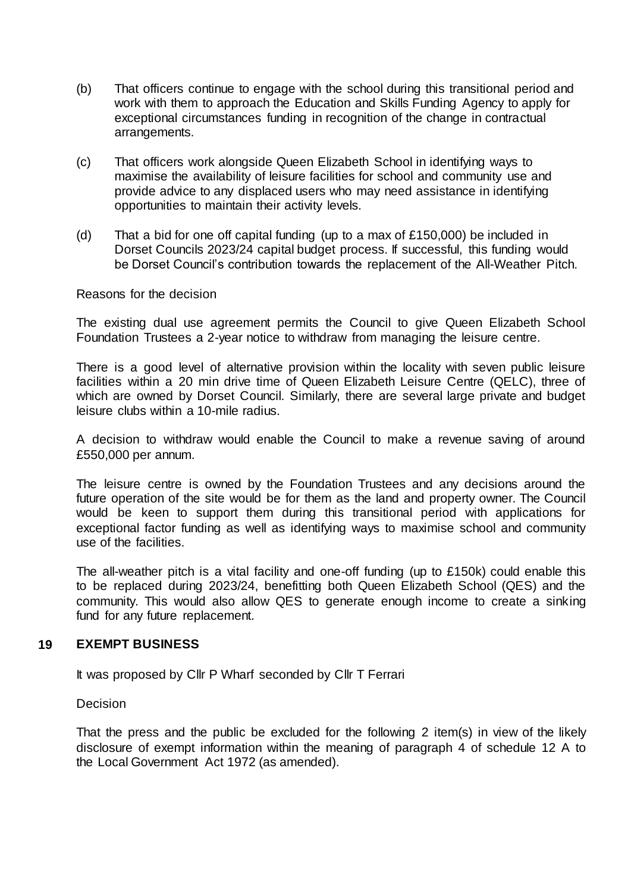(b) That officers continue to engage with the school during this transitional period and work with them to approach the Education and Skills Funding Agency to apply for exceptional circumstances funding in recognition of the change in contractual arrangements.

(c) That officers work alongside Queen Elizabeth School in identifying ways to maximise the availability of leisure facilities for school and community use and provide advice to any displaced users who may need assistance in identifying opportunities to maintain their activity levels.

(d) That a bid for one off capital funding (up to a max of £150,000) be included in Dorset Councils 2023/24 capital budget process. If successful, this funding would be Dorset Council's contribution towards the replacement of the All-Weather Pitch.

Reasons for the decision

The existing dual use agreement permits the Council to give Queen Elizabeth School Foundation Trustees a 2-year notice to withdraw from managing the leisure centre.

There is a good level of alternative provision within the locality with seven public leisure facilities within a 20 min drive time of Queen Elizabeth Leisure Centre (QELC), three of which are owned by Dorset Council. Similarly, there are several large private and budget leisure clubs within a 10-mile radius.

A decision to withdraw would enable the Council to make a revenue saving of around £550,000 per annum.

The leisure centre is owned by the Foundation Trustees and any decisions around the future operation of the site would be for them as the land and property owner. The Council would be keen to support them during this transitional period with applications for exceptional factor funding as well as identifying ways to maximise school and community use of the facilities.

The all-weather pitch is a vital facility and one-off funding (up to £150k) could enable this to be replaced during 2023/24, benefitting both Queen Elizabeth School (QES) and the community. This would also allow QES to generate enough income to create a sinking fund for any future replacement.

## 19 EXEMPT BUSINESS

It was proposed by Cllr P Wharf seconded by Cllr T Ferrari

Decision

That the press and the public be excluded for the following 2 item(s) in view of the likely disclosure of exempt information within the meaning of paragraph 4 of schedule 12 A to the Local Government Act 1972 (as amended).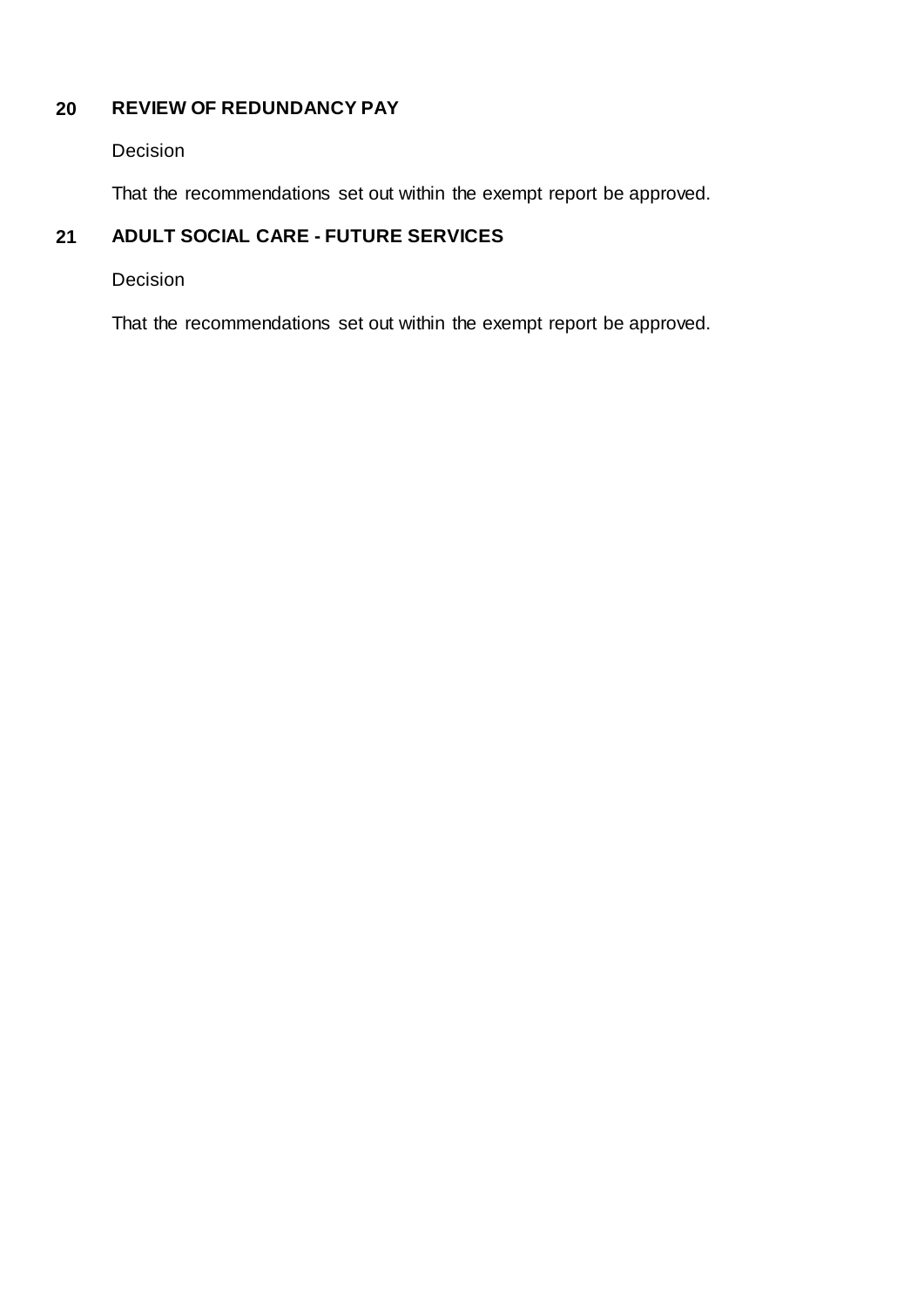## 20 REVIEW OF REDUNDANCY PAY

Decision

That the recommendations set out within the exempt report be approved.

## 21 ADULT SOCIAL CARE - FUTURE SERVICES

Decision

That the recommendations set out within the exempt report be approved.